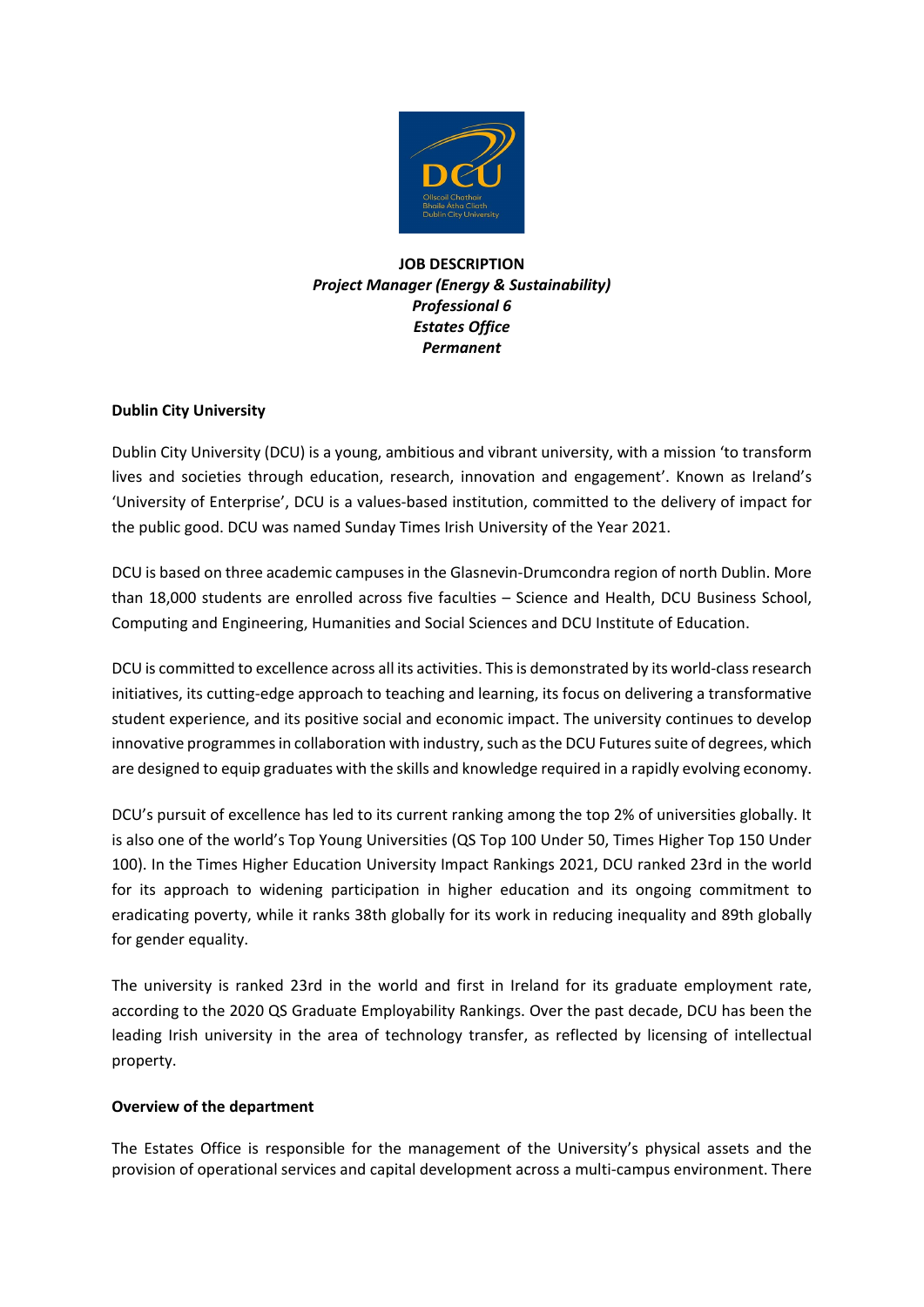**JOB DESCRIPTION**
***Project Manager (Energy & Sustainability)***
***Professional 6***
***Estates Office***
***Permanent***

**Dublin City University**

Dublin City University (DCU) is a young, ambitious and vibrant university, with a mission 'to transform lives and societies through education, research, innovation and engagement'. Known as Ireland's 'University of Enterprise', DCU is a values-based institution, committed to the delivery of impact for the public good. DCU was named Sunday Times Irish University of the Year 2021.

DCU is based on three academic campuses in the Glasnevin-Drumcondra region of north Dublin. More than 18,000 students are enrolled across five faculties – Science and Health, DCU Business School, Computing and Engineering, Humanities and Social Sciences and DCU Institute of Education.

DCU is committed to excellence across all its activities. This is demonstrated by its world-class research initiatives, its cutting-edge approach to teaching and learning, its focus on delivering a transformative student experience, and its positive social and economic impact. The university continues to develop innovative programmes in collaboration with industry, such as the DCU Futures suite of degrees, which are designed to equip graduates with the skills and knowledge required in a rapidly evolving economy.

DCU's pursuit of excellence has led to its current ranking among the top 2% of universities globally. It is also one of the world's Top Young Universities (QS Top 100 Under 50, Times Higher Top 150 Under 100). In the Times Higher Education University Impact Rankings 2021, DCU ranked 23rd in the world for its approach to widening participation in higher education and its ongoing commitment to eradicating poverty, while it ranks 38th globally for its work in reducing inequality and 89th globally for gender equality.

The university is ranked 23rd in the world and first in Ireland for its graduate employment rate, according to the 2020 QS Graduate Employability Rankings. Over the past decade, DCU has been the leading Irish university in the area of technology transfer, as reflected by licensing of intellectual property.

**Overview of the department**

The Estates Office is responsible for the management of the University's physical assets and the provision of operational services and capital development across a multi-campus environment. There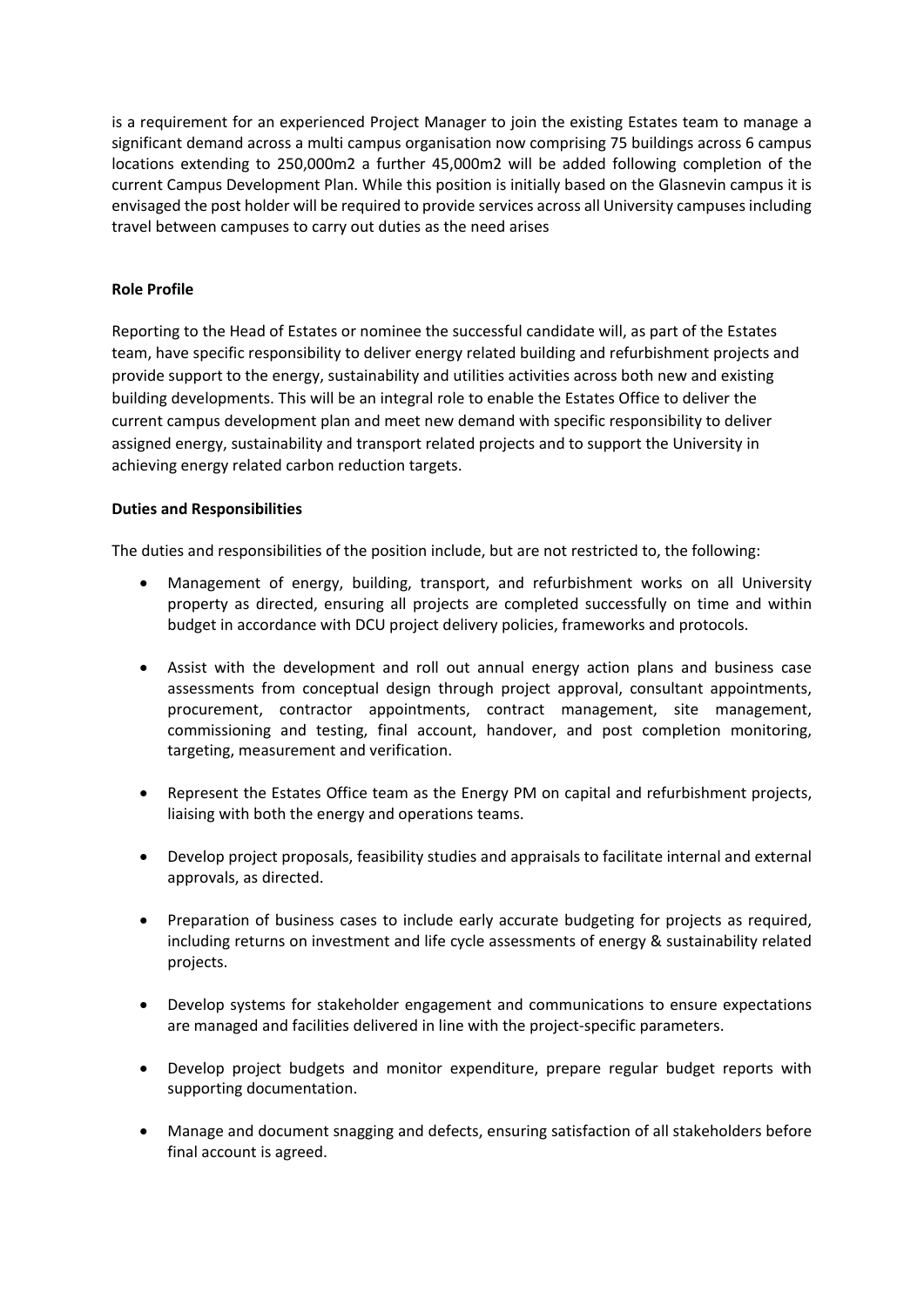is a requirement for an experienced Project Manager to join the existing Estates team to manage a significant demand across a multi campus organisation now comprising 75 buildings across 6 campus locations extending to 250,000m2 a further 45,000m2 will be added following completion of the current Campus Development Plan. While this position is initially based on the Glasnevin campus it is envisaged the post holder will be required to provide services across all University campuses including travel between campuses to carry out duties as the need arises

**Role Profile**

Reporting to the Head of Estates or nominee the successful candidate will, as part of the Estates team, have specific responsibility to deliver energy related building and refurbishment projects and provide support to the energy, sustainability and utilities activities across both new and existing building developments. This will be an integral role to enable the Estates Office to deliver the current campus development plan and meet new demand with specific responsibility to deliver assigned energy, sustainability and transport related projects and to support the University in achieving energy related carbon reduction targets.

**Duties and Responsibilities**

The duties and responsibilities of the position include, but are not restricted to, the following:

- Management of energy, building, transport, and refurbishment works on all University property as directed, ensuring all projects are completed successfully on time and within budget in accordance with DCU project delivery policies, frameworks and protocols.

- Assist with the development and roll out annual energy action plans and business case assessments from conceptual design through project approval, consultant appointments, procurement, contractor appointments, contract management, site management, commissioning and testing, final account, handover, and post completion monitoring, targeting, measurement and verification.

- Represent the Estates Office team as the Energy PM on capital and refurbishment projects, liaising with both the energy and operations teams.

- Develop project proposals, feasibility studies and appraisals to facilitate internal and external approvals, as directed.

- Preparation of business cases to include early accurate budgeting for projects as required, including returns on investment and life cycle assessments of energy & sustainability related projects.

- Develop systems for stakeholder engagement and communications to ensure expectations are managed and facilities delivered in line with the project-specific parameters.

- Develop project budgets and monitor expenditure, prepare regular budget reports with supporting documentation.

- Manage and document snagging and defects, ensuring satisfaction of all stakeholders before final account is agreed.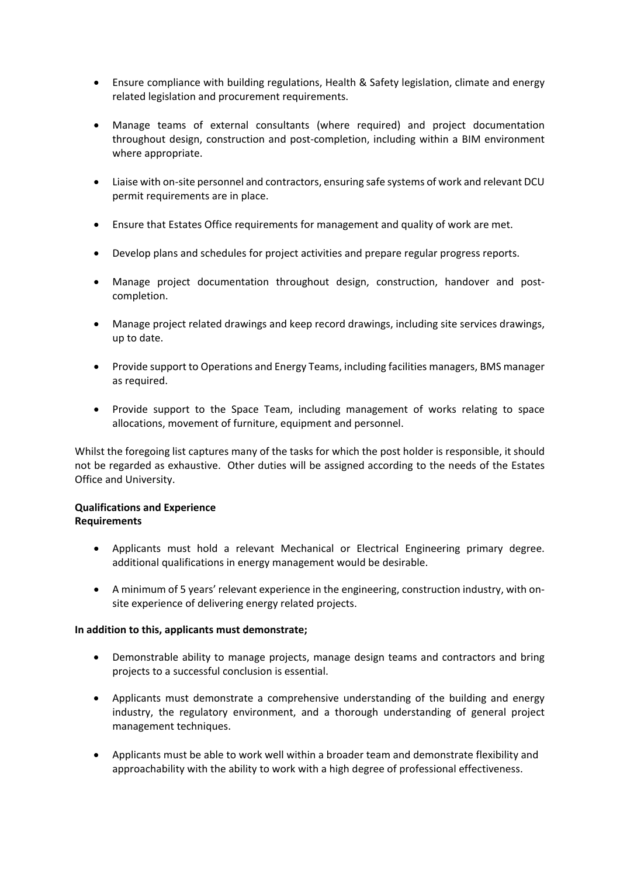- Ensure compliance with building regulations, Health & Safety legislation, climate and energy related legislation and procurement requirements.

- Manage teams of external consultants (where required) and project documentation throughout design, construction and post-completion, including within a BIM environment where appropriate.

- Liaise with on-site personnel and contractors, ensuring safe systems of work and relevant DCU permit requirements are in place.

- Ensure that Estates Office requirements for management and quality of work are met.

- Develop plans and schedules for project activities and prepare regular progress reports.

- Manage project documentation throughout design, construction, handover and post-completion.

- Manage project related drawings and keep record drawings, including site services drawings, up to date.

- Provide support to Operations and Energy Teams, including facilities managers, BMS manager as required.

- Provide support to the Space Team, including management of works relating to space allocations, movement of furniture, equipment and personnel.

Whilst the foregoing list captures many of the tasks for which the post holder is responsible, it should not be regarded as exhaustive. Other duties will be assigned according to the needs of the Estates Office and University.

**Qualifications and Experience**
**Requirements**

- Applicants must hold a relevant Mechanical or Electrical Engineering primary degree. additional qualifications in energy management would be desirable.

- A minimum of 5 years' relevant experience in the engineering, construction industry, with on-site experience of delivering energy related projects.

**In addition to this, applicants must demonstrate;**

- Demonstrable ability to manage projects, manage design teams and contractors and bring projects to a successful conclusion is essential.

- Applicants must demonstrate a comprehensive understanding of the building and energy industry, the regulatory environment, and a thorough understanding of general project management techniques.

- Applicants must be able to work well within a broader team and demonstrate flexibility and approachability with the ability to work with a high degree of professional effectiveness.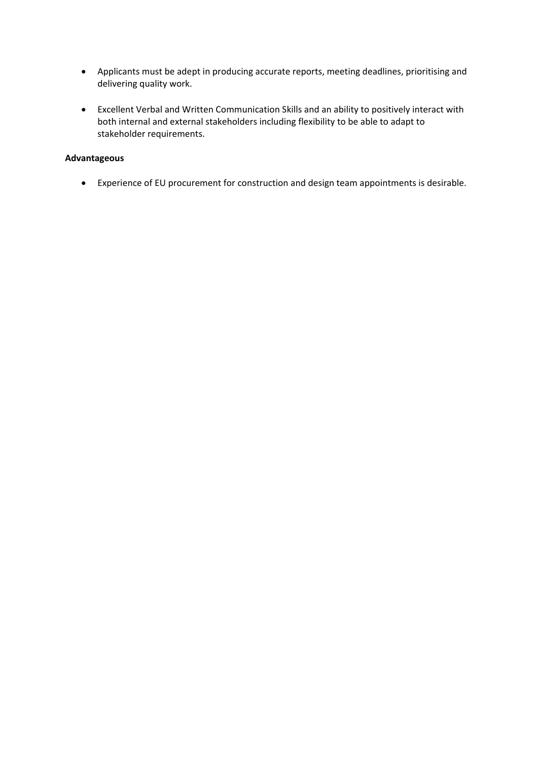- Applicants must be adept in producing accurate reports, meeting deadlines, prioritising and delivering quality work.

- Excellent Verbal and Written Communication Skills and an ability to positively interact with both internal and external stakeholders including flexibility to be able to adapt to stakeholder requirements.

**Advantageous**

- Experience of EU procurement for construction and design team appointments is desirable.